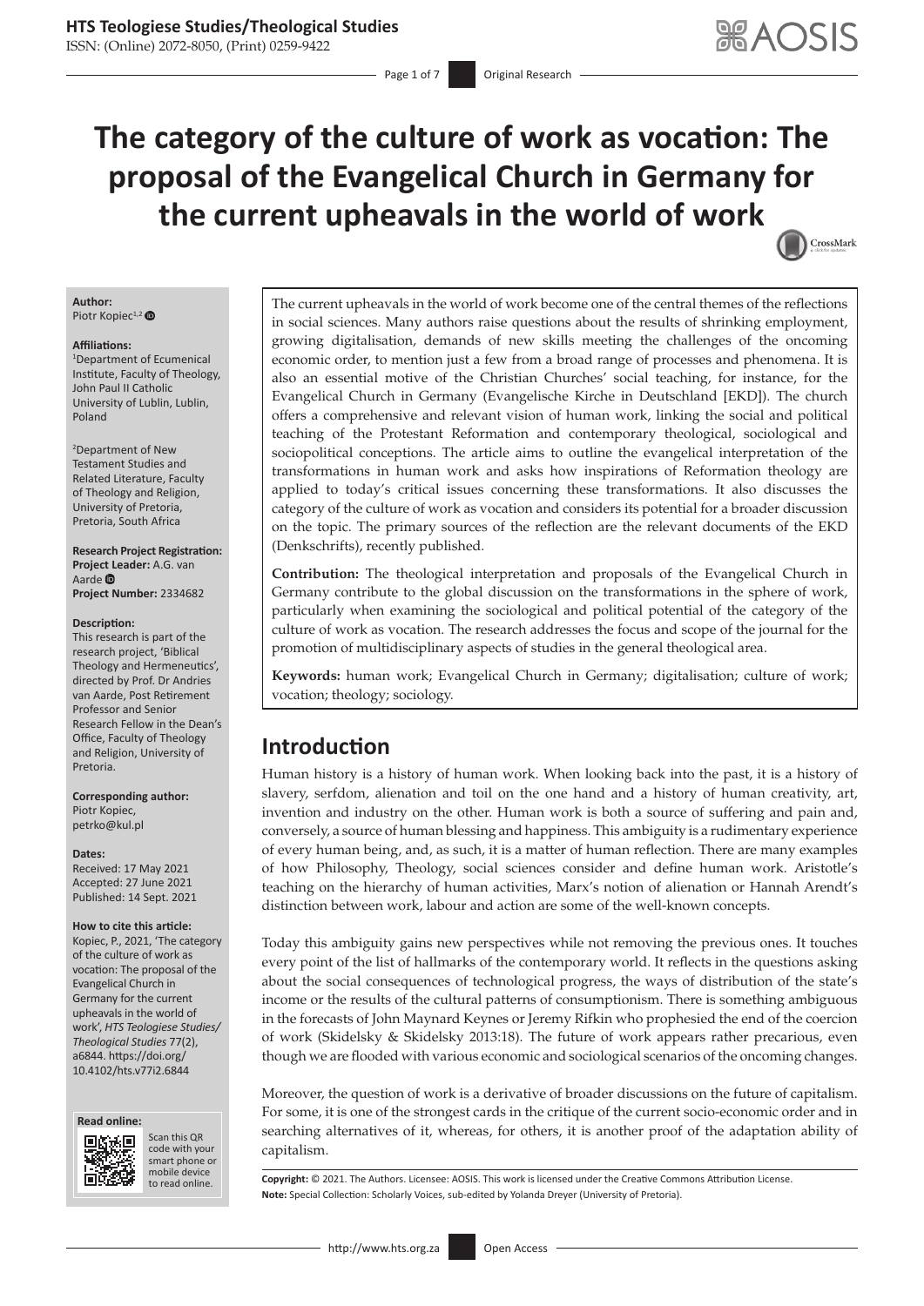# The category of the culture of work as vocation: The proposal of the Evangelical Church in Germany for the current upheavals in the world of work

**Author:**
Piotr Kopiec[1,2]

**Affiliations:**
[1]Department of Ecumenical Institute, Faculty of Theology, John Paul II Catholic University of Lublin, Lublin, Poland

[2]Department of New Testament Studies and Related Literature, Faculty of Theology and Religion, University of Pretoria, Pretoria, South Africa

**Research Project Registration:**
**Project Leader:** A.G. van Aarde
**Project Number:** 2334682

**Description:**
This research is part of the research project, 'Biblical Theology and Hermeneutics', directed by Prof. Dr Andries van Aarde, Post Retirement Professor and Senior Research Fellow in the Dean's Office, Faculty of Theology and Religion, University of Pretoria.

**Corresponding author:**
Piotr Kopiec,
petrko@kul.pl

**Dates:**
Received: 17 May 2021
Accepted: 27 June 2021
Published: 14 Sept. 2021

**How to cite this article:**
Kopiec, P., 2021, 'The category of the culture of work as vocation: The proposal of the Evangelical Church in Germany for the current upheavals in the world of work', *HTS Teologiese Studies/Theological Studies* 77(2), a6844. https://doi.org/10.4102/hts.v77i2.6844

**Read online:**
Scan this QR code with your smart phone or mobile device to read online.

The current upheavals in the world of work become one of the central themes of the reflections in social sciences. Many authors raise questions about the results of shrinking employment, growing digitalisation, demands of new skills meeting the challenges of the oncoming economic order, to mention just a few from a broad range of processes and phenomena. It is also an essential motive of the Christian Churches' social teaching, for instance, for the Evangelical Church in Germany (Evangelische Kirche in Deutschland [EKD]). The church offers a comprehensive and relevant vision of human work, linking the social and political teaching of the Protestant Reformation and contemporary theological, sociological and sociopolitical conceptions. The article aims to outline the evangelical interpretation of the transformations in human work and asks how inspirations of Reformation theology are applied to today's critical issues concerning these transformations. It also discusses the category of the culture of work as vocation and considers its potential for a broader discussion on the topic. The primary sources of the reflection are the relevant documents of the EKD (Denkschrifts), recently published.

**Contribution:** The theological interpretation and proposals of the Evangelical Church in Germany contribute to the global discussion on the transformations in the sphere of work, particularly when examining the sociological and political potential of the category of the culture of work as vocation. The research addresses the focus and scope of the journal for the promotion of multidisciplinary aspects of studies in the general theological area.

**Keywords:** human work; Evangelical Church in Germany; digitalisation; culture of work; vocation; theology; sociology.

## Introduction

Human history is a history of human work. When looking back into the past, it is a history of slavery, serfdom, alienation and toil on the one hand and a history of human creativity, art, invention and industry on the other. Human work is both a source of suffering and pain and, conversely, a source of human blessing and happiness. This ambiguity is a rudimentary experience of every human being, and, as such, it is a matter of human reflection. There are many examples of how Philosophy, Theology, social sciences consider and define human work. Aristotle's teaching on the hierarchy of human activities, Marx's notion of alienation or Hannah Arendt's distinction between work, labour and action are some of the well-known concepts.

Today this ambiguity gains new perspectives while not removing the previous ones. It touches every point of the list of hallmarks of the contemporary world. It reflects in the questions asking about the social consequences of technological progress, the ways of distribution of the state's income or the results of the cultural patterns of consumptionism. There is something ambiguous in the forecasts of John Maynard Keynes or Jeremy Rifkin who prophesied the end of the coercion of work (Skidelsky & Skidelsky 2013:18). The future of work appears rather precarious, even though we are flooded with various economic and sociological scenarios of the oncoming changes.

Moreover, the question of work is a derivative of broader discussions on the future of capitalism. For some, it is one of the strongest cards in the critique of the current socio-economic order and in searching alternatives of it, whereas, for others, it is another proof of the adaptation ability of capitalism.

**Copyright:** © 2021. The Authors. Licensee: AOSIS. This work is licensed under the Creative Commons Attribution License.
**Note:** Special Collection: Scholarly Voices, sub-edited by Yolanda Dreyer (University of Pretoria).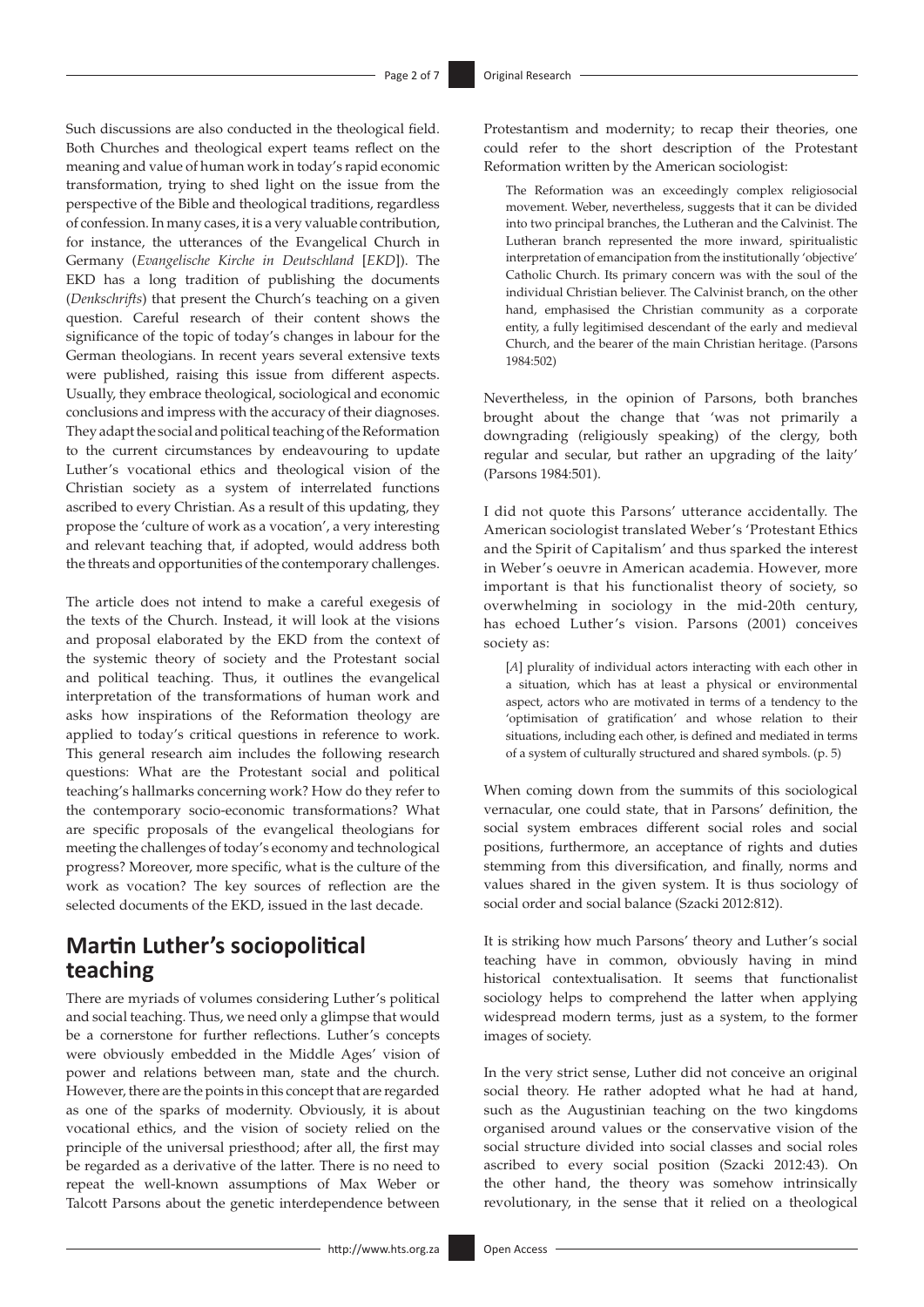Such discussions are also conducted in the theological field. Both Churches and theological expert teams reflect on the meaning and value of human work in today's rapid economic transformation, trying to shed light on the issue from the perspective of the Bible and theological traditions, regardless of confession. In many cases, it is a very valuable contribution, for instance, the utterances of the Evangelical Church in Germany (*Evangelische Kirche in Deutschland* [*EKD*]). The EKD has a long tradition of publishing the documents (*Denkschrifts*) that present the Church's teaching on a given question. Careful research of their content shows the significance of the topic of today's changes in labour for the German theologians. In recent years several extensive texts were published, raising this issue from different aspects. Usually, they embrace theological, sociological and economic conclusions and impress with the accuracy of their diagnoses. They adapt the social and political teaching of the Reformation to the current circumstances by endeavouring to update Luther's vocational ethics and theological vision of the Christian society as a system of interrelated functions ascribed to every Christian. As a result of this updating, they propose the 'culture of work as a vocation', a very interesting and relevant teaching that, if adopted, would address both the threats and opportunities of the contemporary challenges.

The article does not intend to make a careful exegesis of the texts of the Church. Instead, it will look at the visions and proposal elaborated by the EKD from the context of the systemic theory of society and the Protestant social and political teaching. Thus, it outlines the evangelical interpretation of the transformations of human work and asks how inspirations of the Reformation theology are applied to today's critical questions in reference to work. This general research aim includes the following research questions: What are the Protestant social and political teaching's hallmarks concerning work? How do they refer to the contemporary socio-economic transformations? What are specific proposals of the evangelical theologians for meeting the challenges of today's economy and technological progress? Moreover, more specific, what is the culture of the work as vocation? The key sources of reflection are the selected documents of the EKD, issued in the last decade.

## Martin Luther's sociopolitical teaching

There are myriads of volumes considering Luther's political and social teaching. Thus, we need only a glimpse that would be a cornerstone for further reflections. Luther's concepts were obviously embedded in the Middle Ages' vision of power and relations between man, state and the church. However, there are the points in this concept that are regarded as one of the sparks of modernity. Obviously, it is about vocational ethics, and the vision of society relied on the principle of the universal priesthood; after all, the first may be regarded as a derivative of the latter. There is no need to repeat the well-known assumptions of Max Weber or Talcott Parsons about the genetic interdependence between Protestantism and modernity; to recap their theories, one could refer to the short description of the Protestant Reformation written by the American sociologist:

> The Reformation was an exceedingly complex religiosocial movement. Weber, nevertheless, suggests that it can be divided into two principal branches, the Lutheran and the Calvinist. The Lutheran branch represented the more inward, spiritualistic interpretation of emancipation from the institutionally 'objective' Catholic Church. Its primary concern was with the soul of the individual Christian believer. The Calvinist branch, on the other hand, emphasised the Christian community as a corporate entity, a fully legitimised descendant of the early and medieval Church, and the bearer of the main Christian heritage. (Parsons 1984:502)

Nevertheless, in the opinion of Parsons, both branches brought about the change that 'was not primarily a downgrading (religiously speaking) of the clergy, both regular and secular, but rather an upgrading of the laity' (Parsons 1984:501).

I did not quote this Parsons' utterance accidentally. The American sociologist translated Weber's 'Protestant Ethics and the Spirit of Capitalism' and thus sparked the interest in Weber's oeuvre in American academia. However, more important is that his functionalist theory of society, so overwhelming in sociology in the mid-20th century, has echoed Luther's vision. Parsons (2001) conceives society as:

> [*A*] plurality of individual actors interacting with each other in a situation, which has at least a physical or environmental aspect, actors who are motivated in terms of a tendency to the 'optimisation of gratification' and whose relation to their situations, including each other, is defined and mediated in terms of a system of culturally structured and shared symbols. (p. 5)

When coming down from the summits of this sociological vernacular, one could state, that in Parsons' definition, the social system embraces different social roles and social positions, furthermore, an acceptance of rights and duties stemming from this diversification, and finally, norms and values shared in the given system. It is thus sociology of social order and social balance (Szacki 2012:812).

It is striking how much Parsons' theory and Luther's social teaching have in common, obviously having in mind historical contextualisation. It seems that functionalist sociology helps to comprehend the latter when applying widespread modern terms, just as a system, to the former images of society.

In the very strict sense, Luther did not conceive an original social theory. He rather adopted what he had at hand, such as the Augustinian teaching on the two kingdoms organised around values or the conservative vision of the social structure divided into social classes and social roles ascribed to every social position (Szacki 2012:43). On the other hand, the theory was somehow intrinsically revolutionary, in the sense that it relied on a theological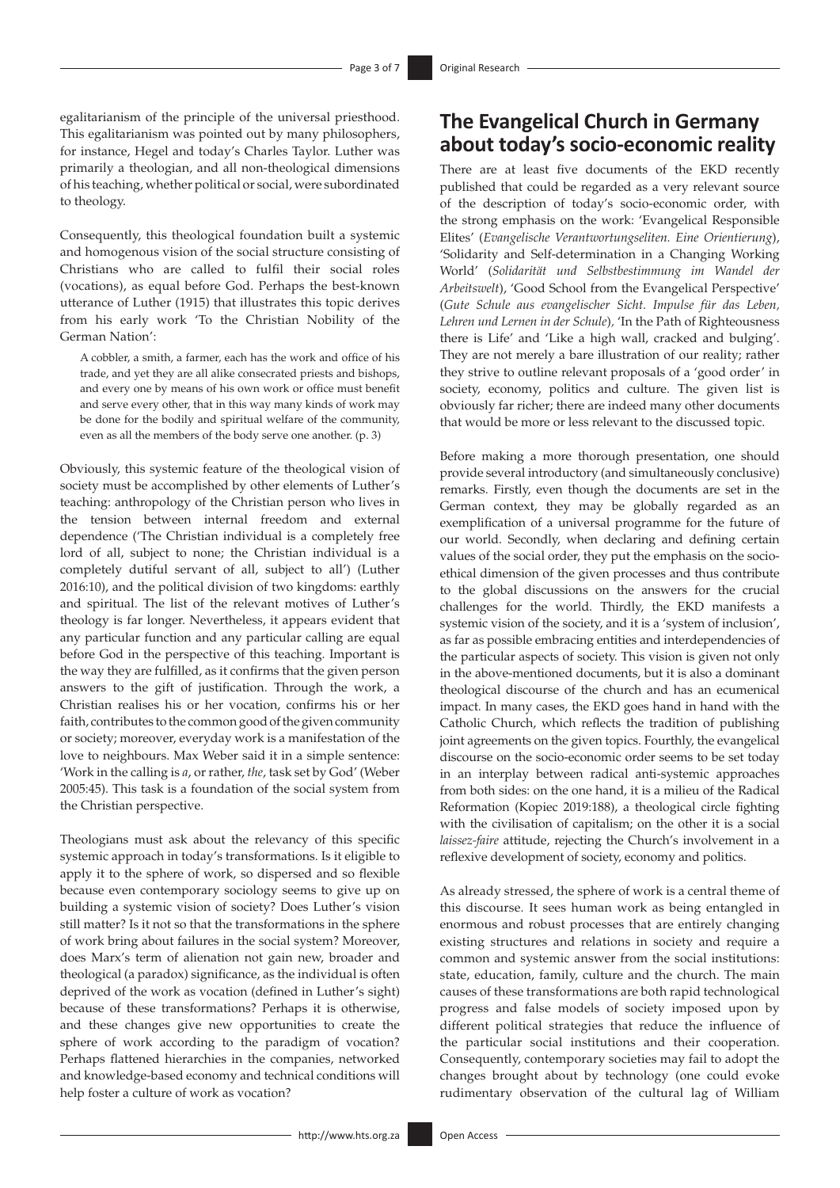egalitarianism of the principle of the universal priesthood. This egalitarianism was pointed out by many philosophers, for instance, Hegel and today's Charles Taylor. Luther was primarily a theologian, and all non-theological dimensions of his teaching, whether political or social, were subordinated to theology.

Consequently, this theological foundation built a systemic and homogenous vision of the social structure consisting of Christians who are called to fulfil their social roles (vocations), as equal before God. Perhaps the best-known utterance of Luther (1915) that illustrates this topic derives from his early work 'To the Christian Nobility of the German Nation':

> A cobbler, a smith, a farmer, each has the work and office of his trade, and yet they are all alike consecrated priests and bishops, and every one by means of his own work or office must benefit and serve every other, that in this way many kinds of work may be done for the bodily and spiritual welfare of the community, even as all the members of the body serve one another. (p. 3)

Obviously, this systemic feature of the theological vision of society must be accomplished by other elements of Luther's teaching: anthropology of the Christian person who lives in the tension between internal freedom and external dependence ('The Christian individual is a completely free lord of all, subject to none; the Christian individual is a completely dutiful servant of all, subject to all') (Luther 2016:10), and the political division of two kingdoms: earthly and spiritual. The list of the relevant motives of Luther's theology is far longer. Nevertheless, it appears evident that any particular function and any particular calling are equal before God in the perspective of this teaching. Important is the way they are fulfilled, as it confirms that the given person answers to the gift of justification. Through the work, a Christian realises his or her vocation, confirms his or her faith, contributes to the common good of the given community or society; moreover, everyday work is a manifestation of the love to neighbours. Max Weber said it in a simple sentence: 'Work in the calling is *a*, or rather, *the*, task set by God' (Weber 2005:45). This task is a foundation of the social system from the Christian perspective.

Theologians must ask about the relevancy of this specific systemic approach in today's transformations. Is it eligible to apply it to the sphere of work, so dispersed and so flexible because even contemporary sociology seems to give up on building a systemic vision of society? Does Luther's vision still matter? Is it not so that the transformations in the sphere of work bring about failures in the social system? Moreover, does Marx's term of alienation not gain new, broader and theological (a paradox) significance, as the individual is often deprived of the work as vocation (defined in Luther's sight) because of these transformations? Perhaps it is otherwise, and these changes give new opportunities to create the sphere of work according to the paradigm of vocation? Perhaps flattened hierarchies in the companies, networked and knowledge-based economy and technical conditions will help foster a culture of work as vocation?

## The Evangelical Church in Germany about today's socio-economic reality

There are at least five documents of the EKD recently published that could be regarded as a very relevant source of the description of today's socio-economic order, with the strong emphasis on the work: 'Evangelical Responsible Elites' (*Evangelische Verantwortungseliten. Eine Orientierung*), 'Solidarity and Self-determination in a Changing Working World' (*Solidarität und Selbstbestimmung im Wandel der Arbeitswelt*), 'Good School from the Evangelical Perspective' (*Gute Schule aus evangelischer Sicht. Impulse für das Leben, Lehren und Lernen in der Schule*), 'In the Path of Righteousness there is Life' and 'Like a high wall, cracked and bulging'. They are not merely a bare illustration of our reality; rather they strive to outline relevant proposals of a 'good order' in society, economy, politics and culture. The given list is obviously far richer; there are indeed many other documents that would be more or less relevant to the discussed topic.

Before making a more thorough presentation, one should provide several introductory (and simultaneously conclusive) remarks. Firstly, even though the documents are set in the German context, they may be globally regarded as an exemplification of a universal programme for the future of our world. Secondly, when declaring and defining certain values of the social order, they put the emphasis on the socio-ethical dimension of the given processes and thus contribute to the global discussions on the answers for the crucial challenges for the world. Thirdly, the EKD manifests a systemic vision of the society, and it is a 'system of inclusion', as far as possible embracing entities and interdependencies of the particular aspects of society. This vision is given not only in the above-mentioned documents, but it is also a dominant theological discourse of the church and has an ecumenical impact. In many cases, the EKD goes hand in hand with the Catholic Church, which reflects the tradition of publishing joint agreements on the given topics. Fourthly, the evangelical discourse on the socio-economic order seems to be set today in an interplay between radical anti-systemic approaches from both sides: on the one hand, it is a milieu of the Radical Reformation (Kopiec 2019:188), a theological circle fighting with the civilisation of capitalism; on the other it is a social *laissez-faire* attitude, rejecting the Church's involvement in a reflexive development of society, economy and politics.

As already stressed, the sphere of work is a central theme of this discourse. It sees human work as being entangled in enormous and robust processes that are entirely changing existing structures and relations in society and require a common and systemic answer from the social institutions: state, education, family, culture and the church. The main causes of these transformations are both rapid technological progress and false models of society imposed upon by different political strategies that reduce the influence of the particular social institutions and their cooperation. Consequently, contemporary societies may fail to adopt the changes brought about by technology (one could evoke rudimentary observation of the cultural lag of William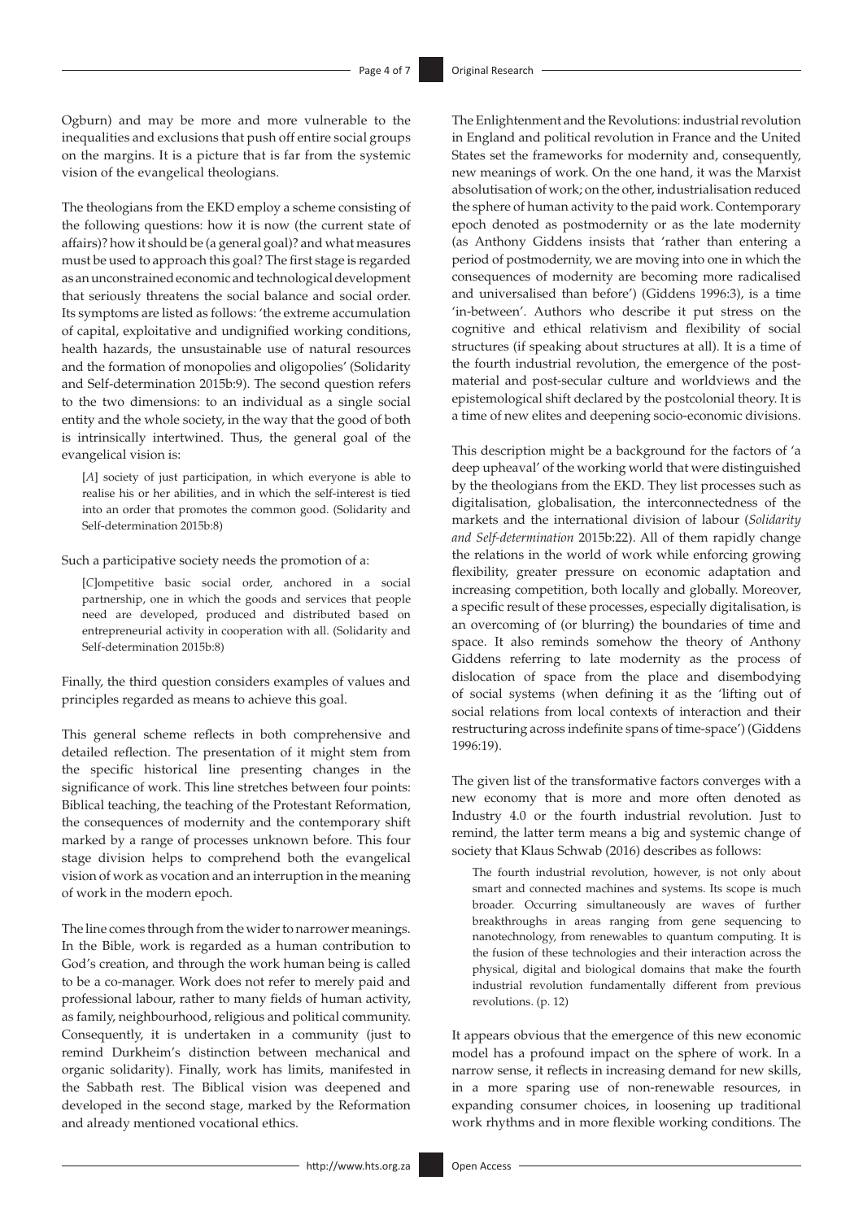Ogburn) and may be more and more vulnerable to the inequalities and exclusions that push off entire social groups on the margins. It is a picture that is far from the systemic vision of the evangelical theologians.

The theologians from the EKD employ a scheme consisting of the following questions: how it is now (the current state of affairs)? how it should be (a general goal)? and what measures must be used to approach this goal? The first stage is regarded as an unconstrained economic and technological development that seriously threatens the social balance and social order. Its symptoms are listed as follows: 'the extreme accumulation of capital, exploitative and undignified working conditions, health hazards, the unsustainable use of natural resources and the formation of monopolies and oligopolies' (Solidarity and Self-determination 2015b:9). The second question refers to the two dimensions: to an individual as a single social entity and the whole society, in the way that the good of both is intrinsically intertwined. Thus, the general goal of the evangelical vision is:

> [*A*] society of just participation, in which everyone is able to realise his or her abilities, and in which the self-interest is tied into an order that promotes the common good. (Solidarity and Self-determination 2015b:8)

Such a participative society needs the promotion of a:

> [*C*]ompetitive basic social order, anchored in a social partnership, one in which the goods and services that people need are developed, produced and distributed based on entrepreneurial activity in cooperation with all. (Solidarity and Self-determination 2015b:8)

Finally, the third question considers examples of values and principles regarded as means to achieve this goal.

This general scheme reflects in both comprehensive and detailed reflection. The presentation of it might stem from the specific historical line presenting changes in the significance of work. This line stretches between four points: Biblical teaching, the teaching of the Protestant Reformation, the consequences of modernity and the contemporary shift marked by a range of processes unknown before. This four stage division helps to comprehend both the evangelical vision of work as vocation and an interruption in the meaning of work in the modern epoch.

The line comes through from the wider to narrower meanings. In the Bible, work is regarded as a human contribution to God's creation, and through the work human being is called to be a co-manager. Work does not refer to merely paid and professional labour, rather to many fields of human activity, as family, neighbourhood, religious and political community. Consequently, it is undertaken in a community (just to remind Durkheim's distinction between mechanical and organic solidarity). Finally, work has limits, manifested in the Sabbath rest. The Biblical vision was deepened and developed in the second stage, marked by the Reformation and already mentioned vocational ethics.

The Enlightenment and the Revolutions: industrial revolution in England and political revolution in France and the United States set the frameworks for modernity and, consequently, new meanings of work. On the one hand, it was the Marxist absolutisation of work; on the other, industrialisation reduced the sphere of human activity to the paid work. Contemporary epoch denoted as postmodernity or as the late modernity (as Anthony Giddens insists that 'rather than entering a period of postmodernity, we are moving into one in which the consequences of modernity are becoming more radicalised and universalised than before') (Giddens 1996:3), is a time 'in-between'. Authors who describe it put stress on the cognitive and ethical relativism and flexibility of social structures (if speaking about structures at all). It is a time of the fourth industrial revolution, the emergence of the post-material and post-secular culture and worldviews and the epistemological shift declared by the postcolonial theory. It is a time of new elites and deepening socio-economic divisions.

This description might be a background for the factors of 'a deep upheaval' of the working world that were distinguished by the theologians from the EKD. They list processes such as digitalisation, globalisation, the interconnectedness of the markets and the international division of labour (*Solidarity and Self-determination* 2015b:22). All of them rapidly change the relations in the world of work while enforcing growing flexibility, greater pressure on economic adaptation and increasing competition, both locally and globally. Moreover, a specific result of these processes, especially digitalisation, is an overcoming of (or blurring) the boundaries of time and space. It also reminds somehow the theory of Anthony Giddens referring to late modernity as the process of dislocation of space from the place and disembodying of social systems (when defining it as the 'lifting out of social relations from local contexts of interaction and their restructuring across indefinite spans of time-space') (Giddens 1996:19).

The given list of the transformative factors converges with a new economy that is more and more often denoted as Industry 4.0 or the fourth industrial revolution. Just to remind, the latter term means a big and systemic change of society that Klaus Schwab (2016) describes as follows:

> The fourth industrial revolution, however, is not only about smart and connected machines and systems. Its scope is much broader. Occurring simultaneously are waves of further breakthroughs in areas ranging from gene sequencing to nanotechnology, from renewables to quantum computing. It is the fusion of these technologies and their interaction across the physical, digital and biological domains that make the fourth industrial revolution fundamentally different from previous revolutions. (p. 12)

It appears obvious that the emergence of this new economic model has a profound impact on the sphere of work. In a narrow sense, it reflects in increasing demand for new skills, in a more sparing use of non-renewable resources, in expanding consumer choices, in loosening up traditional work rhythms and in more flexible working conditions. The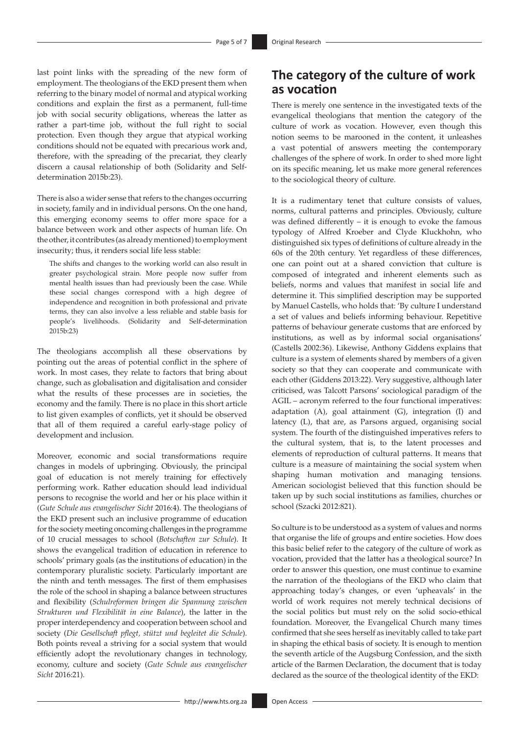last point links with the spreading of the new form of employment. The theologians of the EKD present them when referring to the binary model of normal and atypical working conditions and explain the first as a permanent, full-time job with social security obligations, whereas the latter as rather a part-time job, without the full right to social protection. Even though they argue that atypical working conditions should not be equated with precarious work and, therefore, with the spreading of the precariat, they clearly discern a causal relationship of both (Solidarity and Self-determination 2015b:23).

There is also a wider sense that refers to the changes occurring in society, family and in individual persons. On the one hand, this emerging economy seems to offer more space for a balance between work and other aspects of human life. On the other, it contributes (as already mentioned) to employment insecurity; thus, it renders social life less stable:

> The shifts and changes to the working world can also result in greater psychological strain. More people now suffer from mental health issues than had previously been the case. While these social changes correspond with a high degree of independence and recognition in both professional and private terms, they can also involve a less reliable and stable basis for people's livelihoods. (Solidarity and Self-determination 2015b:23)

The theologians accomplish all these observations by pointing out the areas of potential conflict in the sphere of work. In most cases, they relate to factors that bring about change, such as globalisation and digitalisation and consider what the results of these processes are in societies, the economy and the family. There is no place in this short article to list given examples of conflicts, yet it should be observed that all of them required a careful early-stage policy of development and inclusion.

Moreover, economic and social transformations require changes in models of upbringing. Obviously, the principal goal of education is not merely training for effectively performing work. Rather education should lead individual persons to recognise the world and her or his place within it (*Gute Schule aus evangelischer Sicht* 2016:4). The theologians of the EKD present such an inclusive programme of education for the society meeting oncoming challenges in the programme of 10 crucial messages to school (*Botschaften zur Schule*). It shows the evangelical tradition of education in reference to schools' primary goals (as the institutions of education) in the contemporary pluralistic society. Particularly important are the ninth and tenth messages. The first of them emphasises the role of the school in shaping a balance between structures and flexibility (*Schulreformen bringen die Spannung zwischen Strukturen und Flexibilität in eine Balance*), the latter in the proper interdependency and cooperation between school and society (*Die Gesellschaft pflegt, stützt und begleitet die Schule*). Both points reveal a striving for a social system that would efficiently adopt the revolutionary changes in technology, economy, culture and society (*Gute Schule aus evangelischer Sicht* 2016:21).

## The category of the culture of work as vocation

There is merely one sentence in the investigated texts of the evangelical theologians that mention the category of the culture of work as vocation. However, even though this notion seems to be marooned in the content, it unleashes a vast potential of answers meeting the contemporary challenges of the sphere of work. In order to shed more light on its specific meaning, let us make more general references to the sociological theory of culture.

It is a rudimentary tenet that culture consists of values, norms, cultural patterns and principles. Obviously, culture was defined differently – it is enough to evoke the famous typology of Alfred Kroeber and Clyde Kluckhohn, who distinguished six types of definitions of culture already in the 60s of the 20th century. Yet regardless of these differences, one can point out at a shared conviction that culture is composed of integrated and inherent elements such as beliefs, norms and values that manifest in social life and determine it. This simplified description may be supported by Manuel Castells, who holds that: 'By culture I understand a set of values and beliefs informing behaviour. Repetitive patterns of behaviour generate customs that are enforced by institutions, as well as by informal social organisations' (Castells 2002:36). Likewise, Anthony Giddens explains that culture is a system of elements shared by members of a given society so that they can cooperate and communicate with each other (Giddens 2013:22). Very suggestive, although later criticised, was Talcott Parsons' sociological paradigm of the AGIL – acronym referred to the four functional imperatives: adaptation (A), goal attainment (G), integration (I) and latency (L), that are, as Parsons argued, organising social system. The fourth of the distinguished imperatives refers to the cultural system, that is, to the latent processes and elements of reproduction of cultural patterns. It means that culture is a measure of maintaining the social system when shaping human motivation and managing tensions. American sociologist believed that this function should be taken up by such social institutions as families, churches or school (Szacki 2012:821).

So culture is to be understood as a system of values and norms that organise the life of groups and entire societies. How does this basic belief refer to the category of the culture of work as vocation, provided that the latter has a theological source? In order to answer this question, one must continue to examine the narration of the theologians of the EKD who claim that approaching today's changes, or even 'upheavals' in the world of work requires not merely technical decisions of the social politics but must rely on the solid socio-ethical foundation. Moreover, the Evangelical Church many times confirmed that she sees herself as inevitably called to take part in shaping the ethical basis of society. It is enough to mention the seventh article of the Augsburg Confession, and the sixth article of the Barmen Declaration, the document that is today declared as the source of the theological identity of the EKD: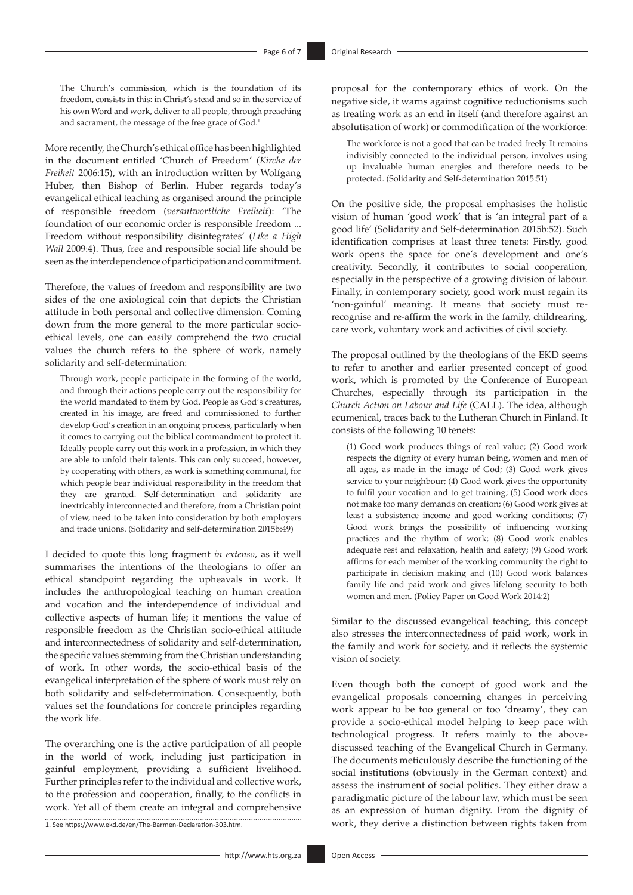> The Church's commission, which is the foundation of its freedom, consists in this: in Christ's stead and so in the service of his own Word and work, deliver to all people, through preaching and sacrament, the message of the free grace of God.[1]

More recently, the Church's ethical office has been highlighted in the document entitled 'Church of Freedom' (*Kirche der Freiheit* 2006:15), with an introduction written by Wolfgang Huber, then Bishop of Berlin. Huber regards today's evangelical ethical teaching as organised around the principle of responsible freedom (*verantwortliche Freiheit*): 'The foundation of our economic order is responsible freedom ... Freedom without responsibility disintegrates' (*Like a High Wall* 2009:4). Thus, free and responsible social life should be seen as the interdependence of participation and commitment.

Therefore, the values of freedom and responsibility are two sides of the one axiological coin that depicts the Christian attitude in both personal and collective dimension. Coming down from the more general to the more particular socio-ethical levels, one can easily comprehend the two crucial values the church refers to the sphere of work, namely solidarity and self-determination:

> Through work, people participate in the forming of the world, and through their actions people carry out the responsibility for the world mandated to them by God. People as God's creatures, created in his image, are freed and commissioned to further develop God's creation in an ongoing process, particularly when it comes to carrying out the biblical commandment to protect it. Ideally people carry out this work in a profession, in which they are able to unfold their talents. This can only succeed, however, by cooperating with others, as work is something communal, for which people bear individual responsibility in the freedom that they are granted. Self-determination and solidarity are inextricably interconnected and therefore, from a Christian point of view, need to be taken into consideration by both employers and trade unions. (Solidarity and self-determination 2015b:49)

I decided to quote this long fragment *in extenso*, as it well summarises the intentions of the theologians to offer an ethical standpoint regarding the upheavals in work. It includes the anthropological teaching on human creation and vocation and the interdependence of individual and collective aspects of human life; it mentions the value of responsible freedom as the Christian socio-ethical attitude and interconnectedness of solidarity and self-determination, the specific values stemming from the Christian understanding of work. In other words, the socio-ethical basis of the evangelical interpretation of the sphere of work must rely on both solidarity and self-determination. Consequently, both values set the foundations for concrete principles regarding the work life.

The overarching one is the active participation of all people in the world of work, including just participation in gainful employment, providing a sufficient livelihood. Further principles refer to the individual and collective work, to the profession and cooperation, finally, to the conflicts in work. Yet all of them create an integral and comprehensive proposal for the contemporary ethics of work. On the negative side, it warns against cognitive reductionisms such as treating work as an end in itself (and therefore against an absolutisation of work) or commodification of the workforce:

> The workforce is not a good that can be traded freely. It remains indivisibly connected to the individual person, involves using up invaluable human energies and therefore needs to be protected. (Solidarity and Self-determination 2015:51)

On the positive side, the proposal emphasises the holistic vision of human 'good work' that is 'an integral part of a good life' (Solidarity and Self-determination 2015b:52). Such identification comprises at least three tenets: Firstly, good work opens the space for one's development and one's creativity. Secondly, it contributes to social cooperation, especially in the perspective of a growing division of labour. Finally, in contemporary society, good work must regain its 'non-gainful' meaning. It means that society must re-recognise and re-affirm the work in the family, childrearing, care work, voluntary work and activities of civil society.

The proposal outlined by the theologians of the EKD seems to refer to another and earlier presented concept of good work, which is promoted by the Conference of European Churches, especially through its participation in the *Church Action on Labour and Life* (CALL). The idea, although ecumenical, traces back to the Lutheran Church in Finland. It consists of the following 10 tenets:

> (1) Good work produces things of real value; (2) Good work respects the dignity of every human being, women and men of all ages, as made in the image of God; (3) Good work gives service to your neighbour; (4) Good work gives the opportunity to fulfil your vocation and to get training; (5) Good work does not make too many demands on creation; (6) Good work gives at least a subsistence income and good working conditions; (7) Good work brings the possibility of influencing working practices and the rhythm of work; (8) Good work enables adequate rest and relaxation, health and safety; (9) Good work affirms for each member of the working community the right to participate in decision making and (10) Good work balances family life and paid work and gives lifelong security to both women and men. (Policy Paper on Good Work 2014:2)

Similar to the discussed evangelical teaching, this concept also stresses the interconnectedness of paid work, work in the family and work for society, and it reflects the systemic vision of society.

Even though both the concept of good work and the evangelical proposals concerning changes in perceiving work appear to be too general or too 'dreamy', they can provide a socio-ethical model helping to keep pace with technological progress. It refers mainly to the above-discussed teaching of the Evangelical Church in Germany. The documents meticulously describe the functioning of the social institutions (obviously in the German context) and assess the instrument of social politics. They either draw a paradigmatic picture of the labour law, which must be seen as an expression of human dignity. From the dignity of work, they derive a distinction between rights taken from

---

1. See https://www.ekd.de/en/The-Barmen-Declaration-303.htm.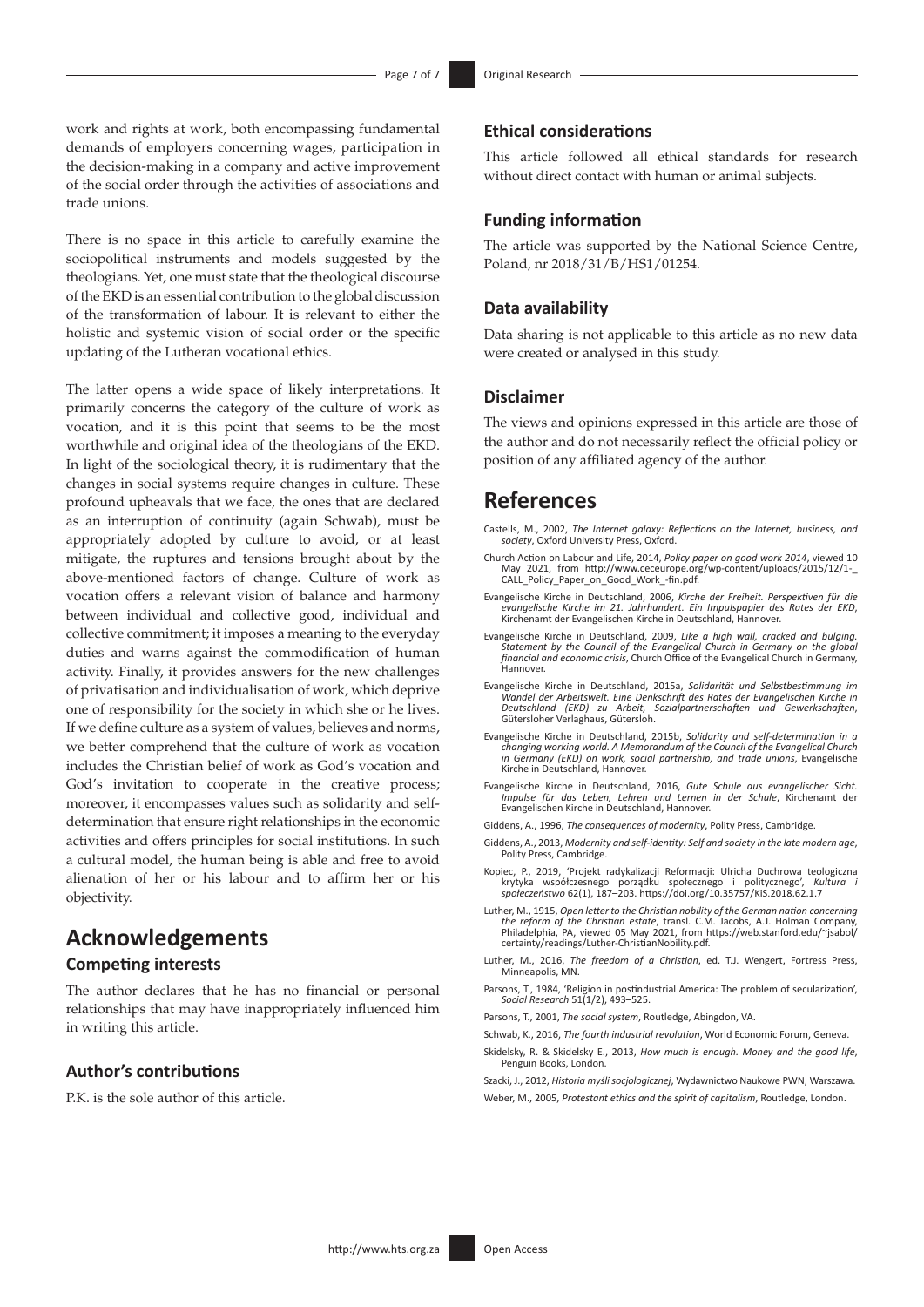work and rights at work, both encompassing fundamental demands of employers concerning wages, participation in the decision-making in a company and active improvement of the social order through the activities of associations and trade unions.

There is no space in this article to carefully examine the sociopolitical instruments and models suggested by the theologians. Yet, one must state that the theological discourse of the EKD is an essential contribution to the global discussion of the transformation of labour. It is relevant to either the holistic and systemic vision of social order or the specific updating of the Lutheran vocational ethics.

The latter opens a wide space of likely interpretations. It primarily concerns the category of the culture of work as vocation, and it is this point that seems to be the most worthwhile and original idea of the theologians of the EKD. In light of the sociological theory, it is rudimentary that the changes in social systems require changes in culture. These profound upheavals that we face, the ones that are declared as an interruption of continuity (again Schwab), must be appropriately adopted by culture to avoid, or at least mitigate, the ruptures and tensions brought about by the above-mentioned factors of change. Culture of work as vocation offers a relevant vision of balance and harmony between individual and collective good, individual and collective commitment; it imposes a meaning to the everyday duties and warns against the commodification of human activity. Finally, it provides answers for the new challenges of privatisation and individualisation of work, which deprive one of responsibility for the society in which she or he lives. If we define culture as a system of values, believes and norms, we better comprehend that the culture of work as vocation includes the Christian belief of work as God's vocation and God's invitation to cooperate in the creative process; moreover, it encompasses values such as solidarity and self-determination that ensure right relationships in the economic activities and offers principles for social institutions. In such a cultural model, the human being is able and free to avoid alienation of her or his labour and to affirm her or his objectivity.

# Acknowledgements

## Competing interests

The author declares that he has no financial or personal relationships that may have inappropriately influenced him in writing this article.

## Author's contributions

P.K. is the sole author of this article.

## Ethical considerations

This article followed all ethical standards for research without direct contact with human or animal subjects.

## Funding information

The article was supported by the National Science Centre, Poland, nr 2018/31/B/HS1/01254.

## Data availability

Data sharing is not applicable to this article as no new data were created or analysed in this study.

## Disclaimer

The views and opinions expressed in this article are those of the author and do not necessarily reflect the official policy or position of any affiliated agency of the author.

# References

Castells, M., 2002, *The Internet galaxy: Reflections on the Internet, business, and society*, Oxford University Press, Oxford.

Church Action on Labour and Life, 2014, *Policy paper on good work 2014*, viewed 10 May 2021, from http://www.ceceurope.org/wp-content/uploads/2015/12/1-_CALL_Policy_Paper_on_Good_Work_-fin.pdf.

Evangelische Kirche in Deutschland, 2006, *Kirche der Freiheit. Perspektiven für die evangelische Kirche im 21. Jahrhundert. Ein Impulspapier des Rates der EKD*, Kirchenamt der Evangelischen Kirche in Deutschland, Hannover.

Evangelische Kirche in Deutschland, 2009, *Like a high wall, cracked and bulging. Statement by the Council of the Evangelical Church in Germany on the global financial and economic crisis*, Church Office of the Evangelical Church in Germany, Hannover.

Evangelische Kirche in Deutschland, 2015a, *Solidarität und Selbstbestimmung im Wandel der Arbeitswelt. Eine Denkschrift des Rates der Evangelischen Kirche in Deutschland (EKD) zu Arbeit, Sozialpartnerschaften und Gewerkschaften*, Gütersloher Verlaghaus, Gütersloh.

Evangelische Kirche in Deutschland, 2015b, *Solidarity and self-determination in a changing working world. A Memorandum of the Council of the Evangelical Church in Germany (EKD) on work, social partnership, and trade unions*, Evangelische Kirche in Deutschland, Hannover.

Evangelische Kirche in Deutschland, 2016, *Gute Schule aus evangelischer Sicht. Impulse für das Leben, Lehren und Lernen in der Schule*, Kirchenamt der Evangelischen Kirche in Deutschland, Hannover.

Giddens, A., 1996, *The consequences of modernity*, Polity Press, Cambridge.

Giddens, A., 2013, *Modernity and self-identity: Self and society in the late modern age*, Polity Press, Cambridge.

Kopiec, P., 2019, 'Projekt radykalizacji Reformacji: Ulricha Duchrowa teologiczna krytyka współczesnego porządku społecznego i politycznego', *Kultura i społeczeństwo* 62(1), 187–203. https://doi.org/10.35757/KiS.2018.62.1.7

Luther, M., 1915, *Open letter to the Christian nobility of the German nation concerning the reform of the Christian estate*, transl. C.M. Jacobs, A.J. Holman Company, Philadelphia, PA, viewed 05 May 2021, from https://web.stanford.edu/~jsabol/certainty/readings/Luther-ChristianNobility.pdf.

Luther, M., 2016, *The freedom of a Christian*, ed. T.J. Wengert, Fortress Press, Minneapolis, MN.

Parsons, T., 1984, 'Religion in postindustrial America: The problem of secularization', *Social Research* 51(1/2), 493–525.

Parsons, T., 2001, *The social system*, Routledge, Abingdon, VA.

Schwab, K., 2016, *The fourth industrial revolution*, World Economic Forum, Geneva.

Skidelsky, R. & Skidelsky E., 2013, *How much is enough. Money and the good life*, Penguin Books, London.

Szacki, J., 2012, *Historia myśli socjologicznej*, Wydawnictwo Naukowe PWN, Warszawa.

Weber, M., 2005, *Protestant ethics and the spirit of capitalism*, Routledge, London.